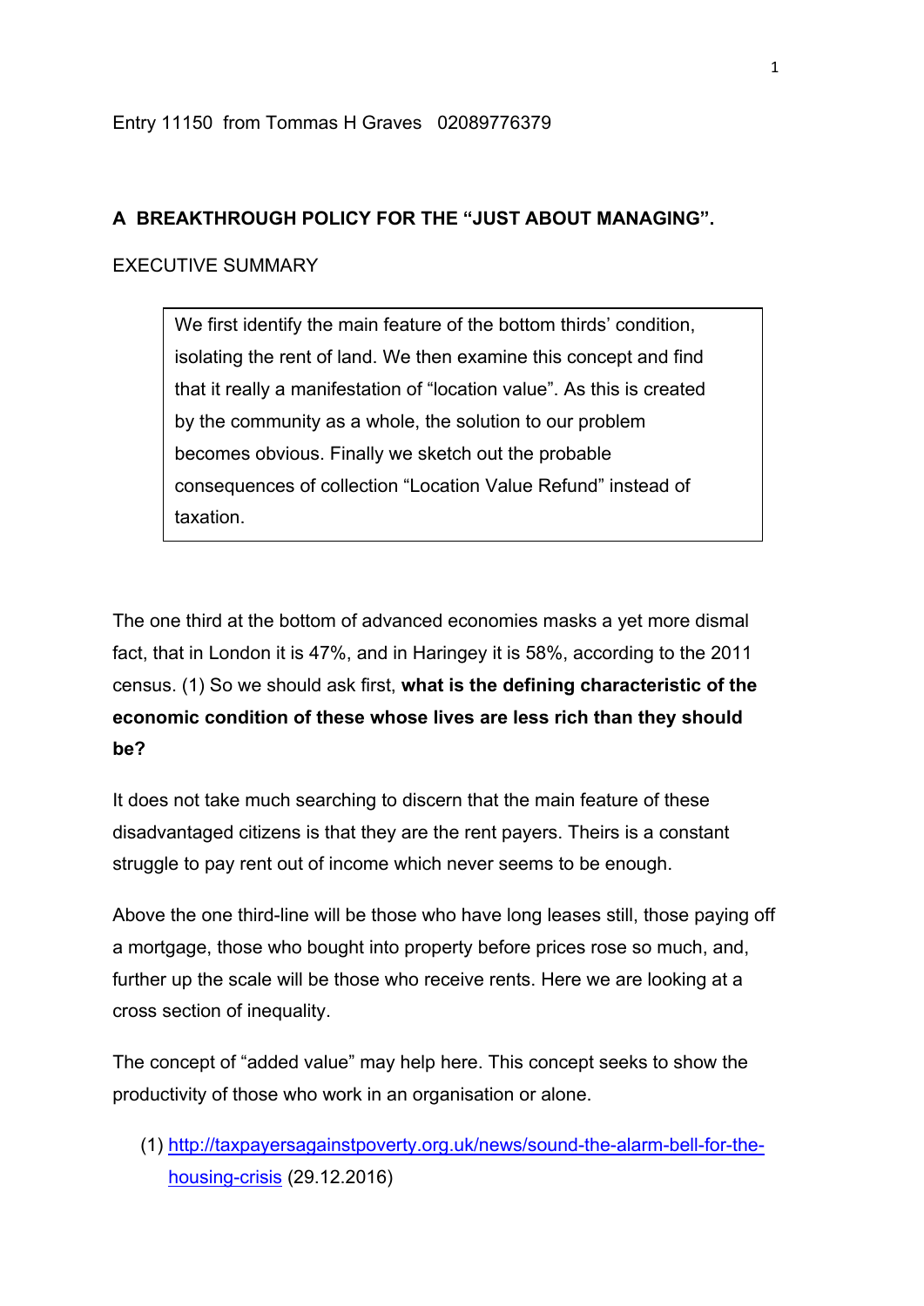Entry 11150 from Tommas H Graves 02089776379

## A BREAKTHROUGH POLICY FOR THE "JUST ABOUT MANAGING".

EXECUTIVE SUMMARY

> We first identify the main feature of the bottom thirds' condition, isolating the rent of land. We then examine this concept and find that it really a manifestation of "location value". As this is created by the community as a whole, the solution to our problem becomes obvious. Finally we sketch out the probable consequences of collection "Location Value Refund" instead of taxation.

The one third at the bottom of advanced economies masks a yet more dismal fact, that in London it is 47%, and in Haringey it is 58%, according to the 2011 census. (1) So we should ask first, **what is the defining characteristic of the economic condition of these whose lives are less rich than they should be?**

It does not take much searching to discern that the main feature of these disadvantaged citizens is that they are the rent payers. Theirs is a constant struggle to pay rent out of income which never seems to be enough.

Above the one third-line will be those who have long leases still, those paying off a mortgage, those who bought into property before prices rose so much, and, further up the scale will be those who receive rents. Here we are looking at a cross section of inequality.

The concept of "added value" may help here. This concept seeks to show the productivity of those who work in an organisation or alone.

(1) [http://taxpayersagainstpoverty.org.uk/news/sound-the-alarm-bell-for-the-housing-crisis](http://taxpayersagainstpoverty.org.uk/news/sound-the-alarm-bell-for-the-housing-crisis) (29.12.2016)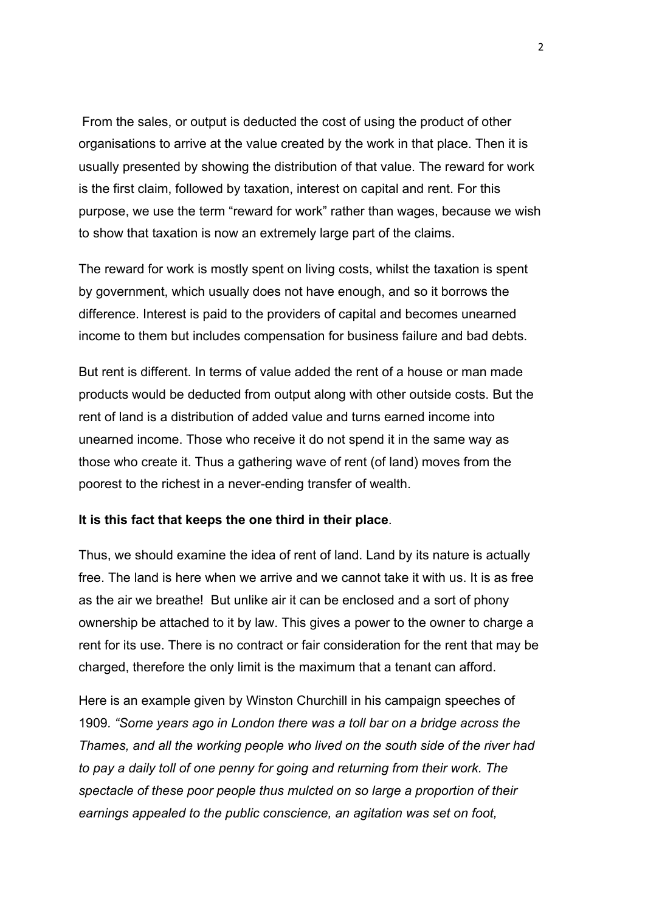From the sales, or output is deducted the cost of using the product of other organisations to arrive at the value created by the work in that place. Then it is usually presented by showing the distribution of that value. The reward for work is the first claim, followed by taxation, interest on capital and rent. For this purpose, we use the term "reward for work" rather than wages, because we wish to show that taxation is now an extremely large part of the claims.

The reward for work is mostly spent on living costs, whilst the taxation is spent by government, which usually does not have enough, and so it borrows the difference. Interest is paid to the providers of capital and becomes unearned income to them but includes compensation for business failure and bad debts.

But rent is different. In terms of value added the rent of a house or man made products would be deducted from output along with other outside costs. But the rent of land is a distribution of added value and turns earned income into unearned income. Those who receive it do not spend it in the same way as those who create it. Thus a gathering wave of rent (of land) moves from the poorest to the richest in a never-ending transfer of wealth.

**It is this fact that keeps the one third in their place**.

Thus, we should examine the idea of rent of land. Land by its nature is actually free. The land is here when we arrive and we cannot take it with us. It is as free as the air we breathe! But unlike air it can be enclosed and a sort of phony ownership be attached to it by law. This gives a power to the owner to charge a rent for its use. There is no contract or fair consideration for the rent that may be charged, therefore the only limit is the maximum that a tenant can afford.

Here is an example given by Winston Churchill in his campaign speeches of 1909. *"Some years ago in London there was a toll bar on a bridge across the Thames, and all the working people who lived on the south side of the river had to pay a daily toll of one penny for going and returning from their work. The spectacle of these poor people thus mulcted on so large a proportion of their earnings appealed to the public conscience, an agitation was set on foot,*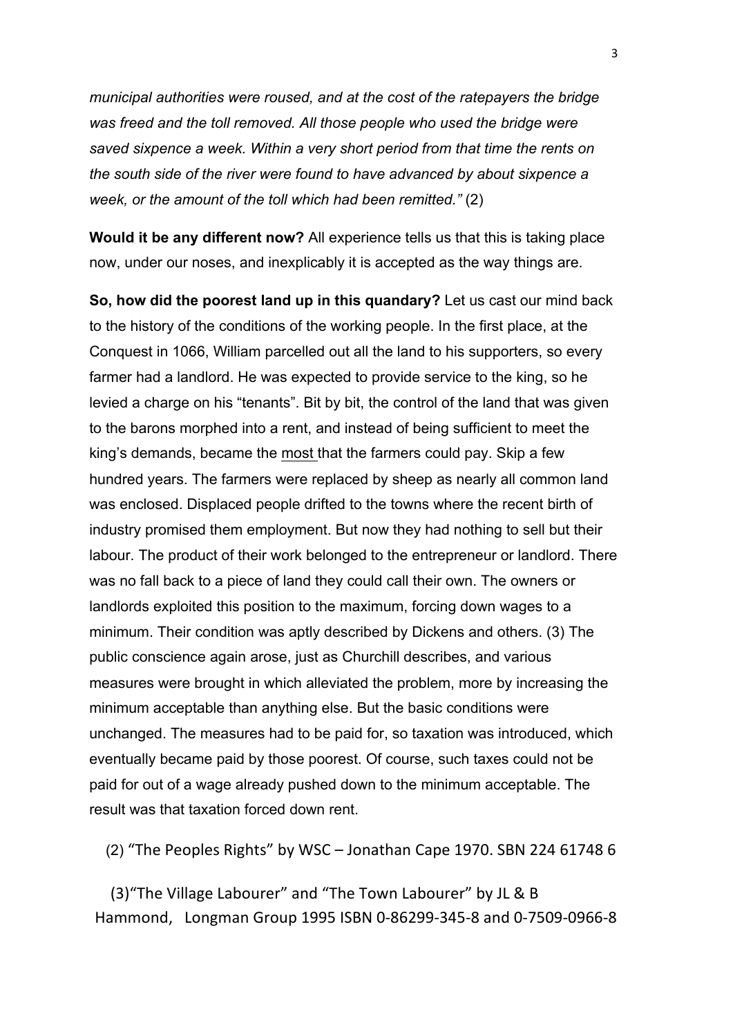*municipal authorities were roused, and at the cost of the ratepayers the bridge was freed and the toll removed. All those people who used the bridge were saved sixpence a week. Within a very short period from that time the rents on the south side of the river were found to have advanced by about sixpence a week, or the amount of the toll which had been remitted."* (2)

**Would it be any different now?** All experience tells us that this is taking place now, under our noses, and inexplicably it is accepted as the way things are.

**So, how did the poorest land up in this quandary?** Let us cast our mind back to the history of the conditions of the working people. In the first place, at the Conquest in 1066, William parcelled out all the land to his supporters, so every farmer had a landlord. He was expected to provide service to the king, so he levied a charge on his "tenants". Bit by bit, the control of the land that was given to the barons morphed into a rent, and instead of being sufficient to meet the king's demands, became the <u>most</u> that the farmers could pay. Skip a few hundred years. The farmers were replaced by sheep as nearly all common land was enclosed. Displaced people drifted to the towns where the recent birth of industry promised them employment. But now they had nothing to sell but their labour. The product of their work belonged to the entrepreneur or landlord. There was no fall back to a piece of land they could call their own. The owners or landlords exploited this position to the maximum, forcing down wages to a minimum. Their condition was aptly described by Dickens and others. (3) The public conscience again arose, just as Churchill describes, and various measures were brought in which alleviated the problem, more by increasing the minimum acceptable than anything else. But the basic conditions were unchanged. The measures had to be paid for, so taxation was introduced, which eventually became paid by those poorest. Of course, such taxes could not be paid for out of a wage already pushed down to the minimum acceptable. The result was that taxation forced down rent.

(2) "The Peoples Rights" by WSC – Jonathan Cape 1970. SBN 224 61748 6

(3) "The Village Labourer" and "The Town Labourer" by JL & B Hammond, Longman Group 1995 ISBN 0-86299-345-8 and 0-7509-0966-8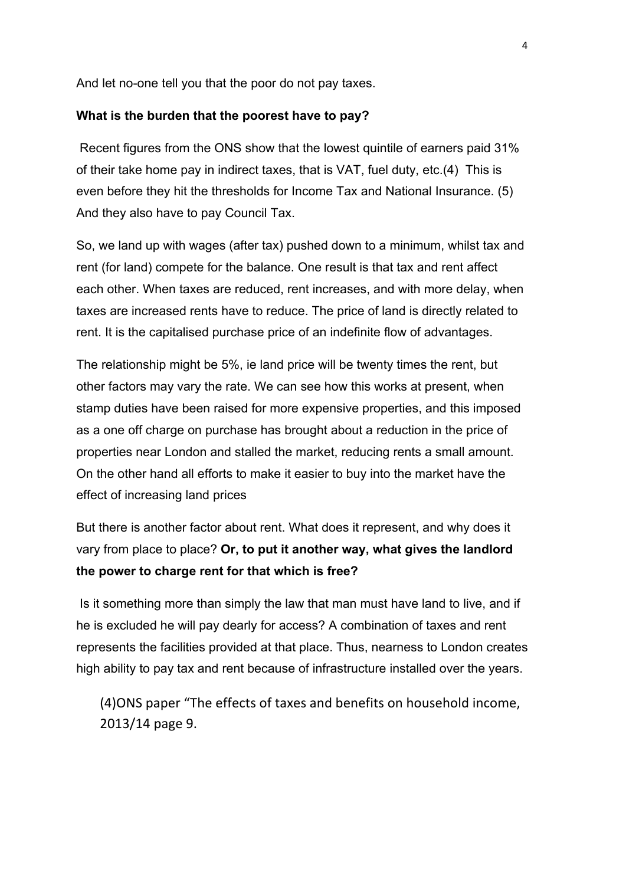And let no-one tell you that the poor do not pay taxes.

**What is the burden that the poorest have to pay?**

Recent figures from the ONS show that the lowest quintile of earners paid 31% of their take home pay in indirect taxes, that is VAT, fuel duty, etc.(4) This is even before they hit the thresholds for Income Tax and National Insurance. (5) And they also have to pay Council Tax.

So, we land up with wages (after tax) pushed down to a minimum, whilst tax and rent (for land) compete for the balance. One result is that tax and rent affect each other. When taxes are reduced, rent increases, and with more delay, when taxes are increased rents have to reduce. The price of land is directly related to rent. It is the capitalised purchase price of an indefinite flow of advantages.

The relationship might be 5%, ie land price will be twenty times the rent, but other factors may vary the rate. We can see how this works at present, when stamp duties have been raised for more expensive properties, and this imposed as a one off charge on purchase has brought about a reduction in the price of properties near London and stalled the market, reducing rents a small amount. On the other hand all efforts to make it easier to buy into the market have the effect of increasing land prices

But there is another factor about rent. What does it represent, and why does it vary from place to place? **Or, to put it another way, what gives the landlord the power to charge rent for that which is free?**

Is it something more than simply the law that man must have land to live, and if he is excluded he will pay dearly for access? A combination of taxes and rent represents the facilities provided at that place. Thus, nearness to London creates high ability to pay tax and rent because of infrastructure installed over the years.

(4)ONS paper "The effects of taxes and benefits on household income, 2013/14 page 9.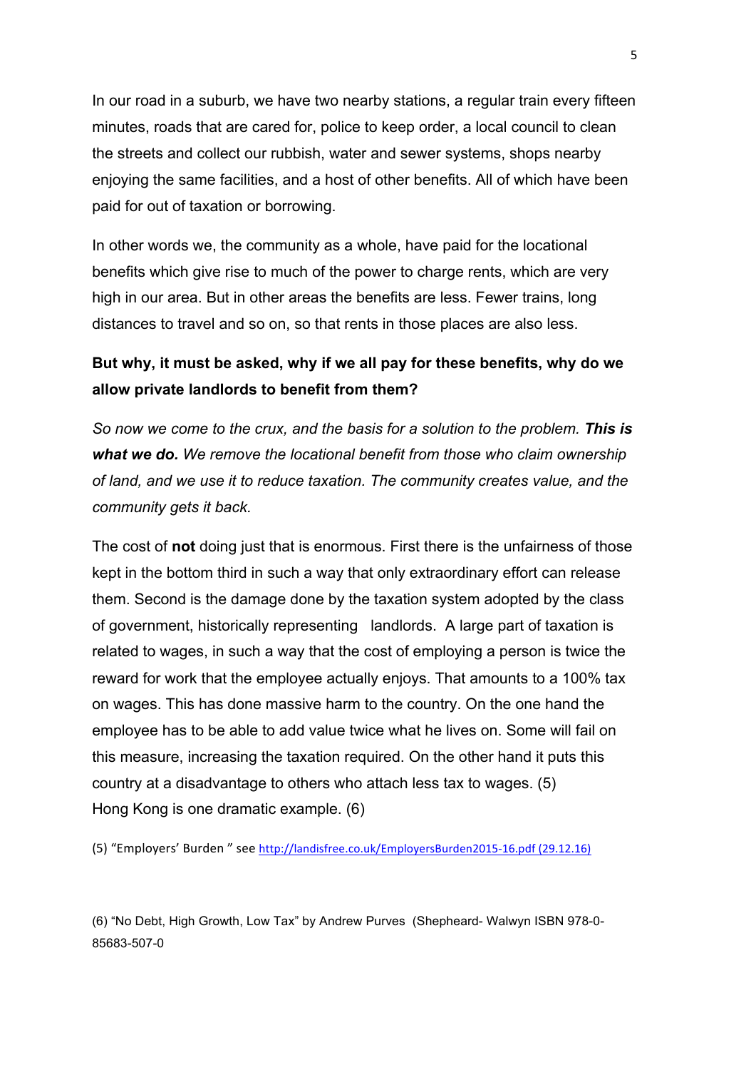In our road in a suburb, we have two nearby stations, a regular train every fifteen minutes, roads that are cared for, police to keep order, a local council to clean the streets and collect our rubbish, water and sewer systems, shops nearby enjoying the same facilities, and a host of other benefits. All of which have been paid for out of taxation or borrowing.

In other words we, the community as a whole, have paid for the locational benefits which give rise to much of the power to charge rents, which are very high in our area. But in other areas the benefits are less. Fewer trains, long distances to travel and so on, so that rents in those places are also less.

**But why, it must be asked, why if we all pay for these benefits, why do we allow private landlords to benefit from them?**

*So now we come to the crux, and the basis for a solution to the problem.* ***This is what we do.*** *We remove the locational benefit from those who claim ownership of land, and we use it to reduce taxation. The community creates value, and the community gets it back.*

The cost of **not** doing just that is enormous. First there is the unfairness of those kept in the bottom third in such a way that only extraordinary effort can release them. Second is the damage done by the taxation system adopted by the class of government, historically representing landlords. A large part of taxation is related to wages, in such a way that the cost of employing a person is twice the reward for work that the employee actually enjoys. That amounts to a 100% tax on wages. This has done massive harm to the country. On the one hand the employee has to be able to add value twice what he lives on. Some will fail on this measure, increasing the taxation required. On the other hand it puts this country at a disadvantage to others who attach less tax to wages. (5)
Hong Kong is one dramatic example. (6)

(5) "Employers' Burden " see http://landisfree.co.uk/EmployersBurden2015-16.pdf (29.12.16)

(6) "No Debt, High Growth, Low Tax" by Andrew Purves (Shepheard- Walwyn ISBN 978-0-85683-507-0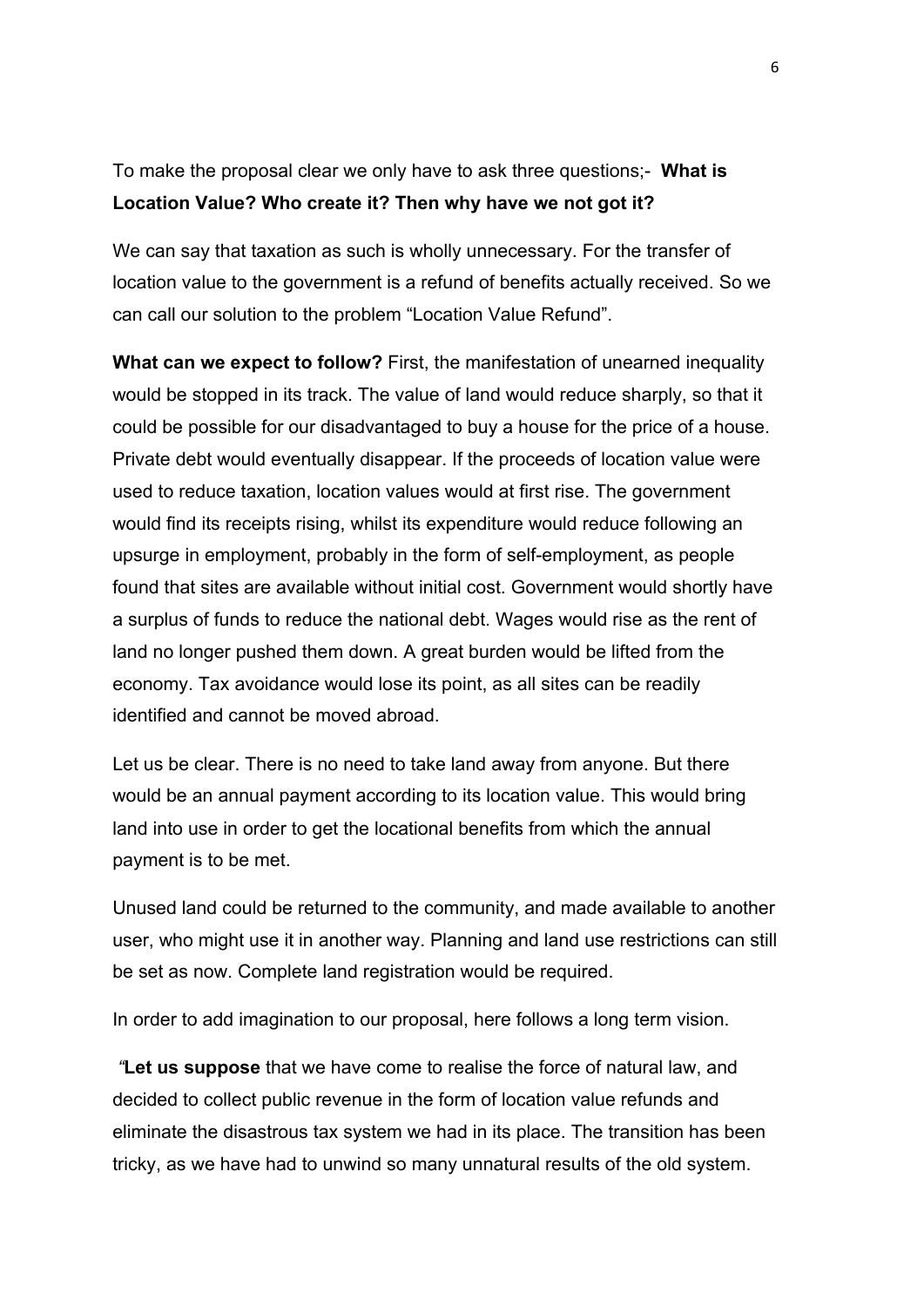To make the proposal clear we only have to ask three questions;- **What is Location Value? Who create it? Then why have we not got it?**

We can say that taxation as such is wholly unnecessary. For the transfer of location value to the government is a refund of benefits actually received. So we can call our solution to the problem "Location Value Refund".

**What can we expect to follow?** First, the manifestation of unearned inequality would be stopped in its track. The value of land would reduce sharply, so that it could be possible for our disadvantaged to buy a house for the price of a house. Private debt would eventually disappear. If the proceeds of location value were used to reduce taxation, location values would at first rise. The government would find its receipts rising, whilst its expenditure would reduce following an upsurge in employment, probably in the form of self-employment, as people found that sites are available without initial cost. Government would shortly have a surplus of funds to reduce the national debt. Wages would rise as the rent of land no longer pushed them down. A great burden would be lifted from the economy. Tax avoidance would lose its point, as all sites can be readily identified and cannot be moved abroad.

Let us be clear. There is no need to take land away from anyone. But there would be an annual payment according to its location value. This would bring land into use in order to get the locational benefits from which the annual payment is to be met.

Unused land could be returned to the community, and made available to another user, who might use it in another way. Planning and land use restrictions can still be set as now. Complete land registration would be required.

In order to add imagination to our proposal, here follows a long term vision.

*"***Let us suppose** that we have come to realise the force of natural law, and decided to collect public revenue in the form of location value refunds and eliminate the disastrous tax system we had in its place. The transition has been tricky, as we have had to unwind so many unnatural results of the old system.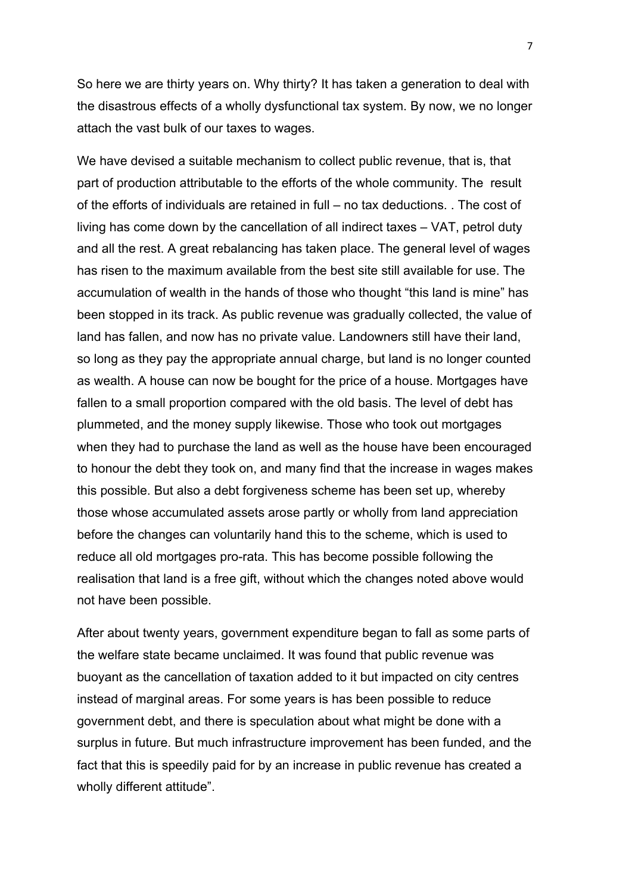So here we are thirty years on. Why thirty? It has taken a generation to deal with the disastrous effects of a wholly dysfunctional tax system. By now, we no longer attach the vast bulk of our taxes to wages.

We have devised a suitable mechanism to collect public revenue, that is, that part of production attributable to the efforts of the whole community. The result of the efforts of individuals are retained in full – no tax deductions. . The cost of living has come down by the cancellation of all indirect taxes – VAT, petrol duty and all the rest. A great rebalancing has taken place. The general level of wages has risen to the maximum available from the best site still available for use. The accumulation of wealth in the hands of those who thought "this land is mine" has been stopped in its track. As public revenue was gradually collected, the value of land has fallen, and now has no private value. Landowners still have their land, so long as they pay the appropriate annual charge, but land is no longer counted as wealth. A house can now be bought for the price of a house. Mortgages have fallen to a small proportion compared with the old basis. The level of debt has plummeted, and the money supply likewise. Those who took out mortgages when they had to purchase the land as well as the house have been encouraged to honour the debt they took on, and many find that the increase in wages makes this possible. But also a debt forgiveness scheme has been set up, whereby those whose accumulated assets arose partly or wholly from land appreciation before the changes can voluntarily hand this to the scheme, which is used to reduce all old mortgages pro-rata. This has become possible following the realisation that land is a free gift, without which the changes noted above would not have been possible.

After about twenty years, government expenditure began to fall as some parts of the welfare state became unclaimed. It was found that public revenue was buoyant as the cancellation of taxation added to it but impacted on city centres instead of marginal areas. For some years is has been possible to reduce government debt, and there is speculation about what might be done with a surplus in future. But much infrastructure improvement has been funded, and the fact that this is speedily paid for by an increase in public revenue has created a wholly different attitude".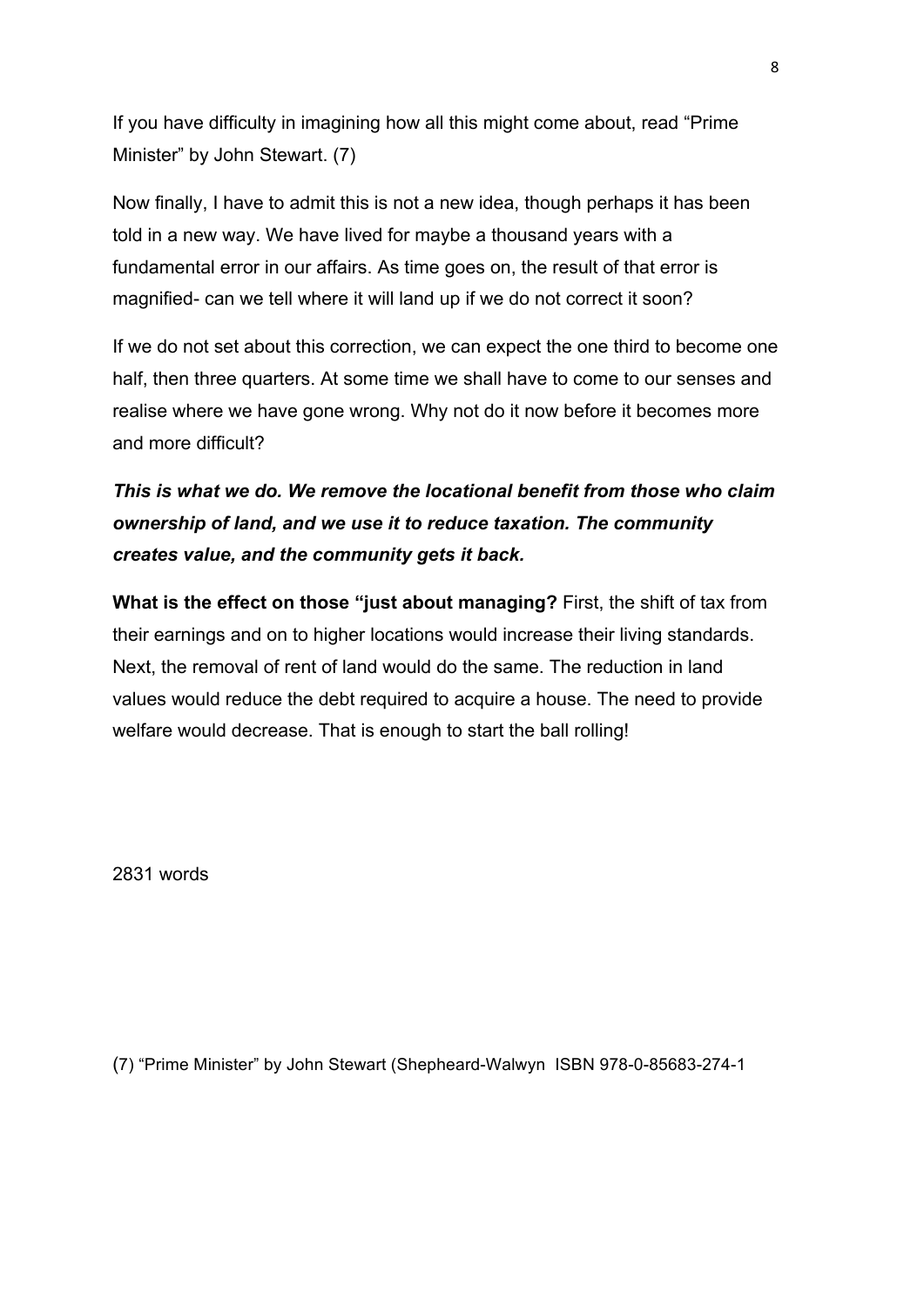If you have difficulty in imagining how all this might come about, read "Prime Minister" by John Stewart. (7)

Now finally, I have to admit this is not a new idea, though perhaps it has been told in a new way. We have lived for maybe a thousand years with a fundamental error in our affairs. As time goes on, the result of that error is magnified- can we tell where it will land up if we do not correct it soon?

If we do not set about this correction, we can expect the one third to become one half, then three quarters. At some time we shall have to come to our senses and realise where we have gone wrong. Why not do it now before it becomes more and more difficult?

***This is what we do. We remove the locational benefit from those who claim ownership of land, and we use it to reduce taxation. The community creates value, and the community gets it back.***

**What is the effect on those "just about managing?** First, the shift of tax from their earnings and on to higher locations would increase their living standards. Next, the removal of rent of land would do the same. The reduction in land values would reduce the debt required to acquire a house. The need to provide welfare would decrease. That is enough to start the ball rolling!

2831 words

(7) "Prime Minister" by John Stewart (Shepheard-Walwyn ISBN 978-0-85683-274-1